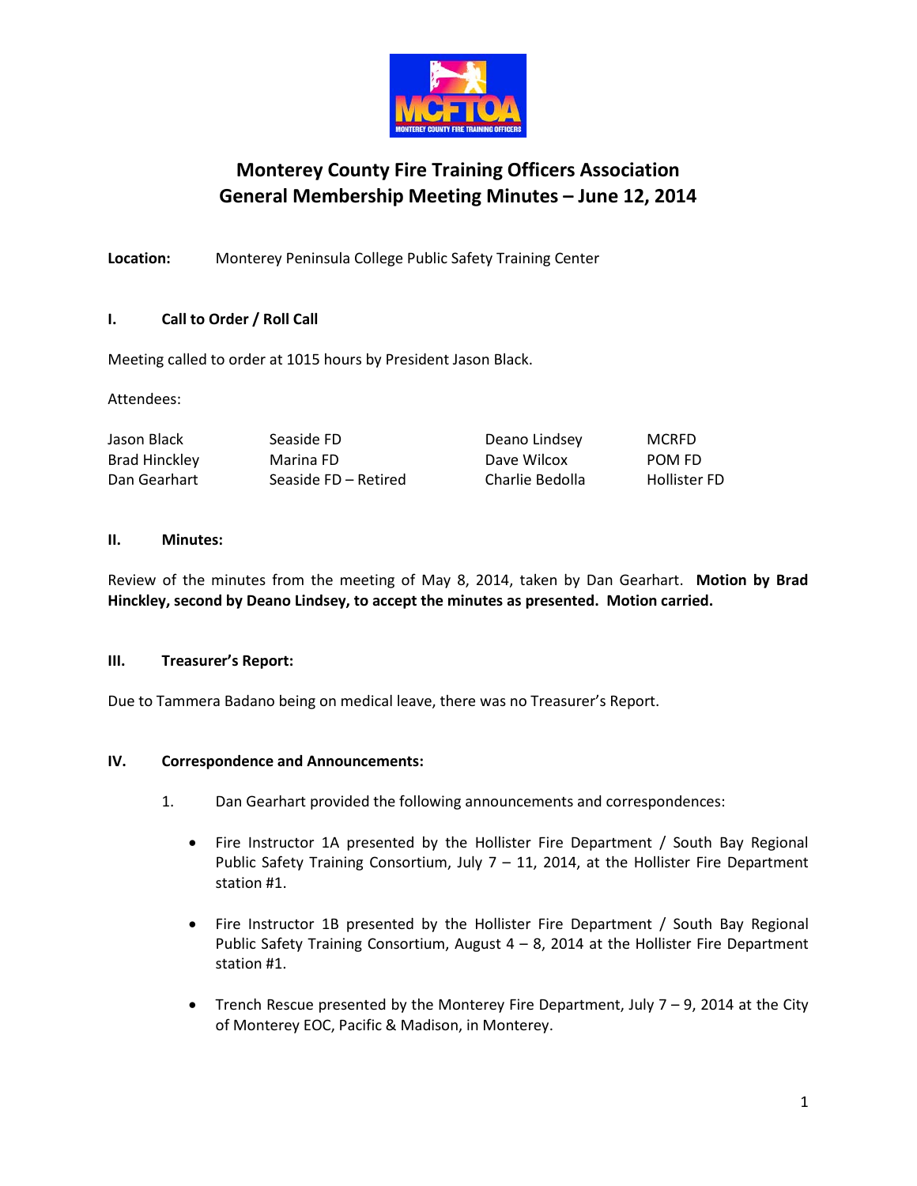# Monterey County Fire Training Officers Association
## General Membership Meeting Minutes – June 12, 2014

**Location:** Monterey Peninsula College Public Safety Training Center

### I. Call to Order / Roll Call

Meeting called to order at 1015 hours by President Jason Black.

Attendees:

| | | | |
|---|---|---|---|
| Jason Black | Seaside FD | Deano Lindsey | MCRFD |
| Brad Hinckley | Marina FD | Dave Wilcox | POM FD |
| Dan Gearhart | Seaside FD – Retired | Charlie Bedolla | Hollister FD |

### II. Minutes:

Review of the minutes from the meeting of May 8, 2014, taken by Dan Gearhart. **Motion by Brad Hinckley, second by Deano Lindsey, to accept the minutes as presented. Motion carried.**

### III. Treasurer's Report:

Due to Tammera Badano being on medical leave, there was no Treasurer's Report.

### IV. Correspondence and Announcements:

1. Dan Gearhart provided the following announcements and correspondences:

   - Fire Instructor 1A presented by the Hollister Fire Department / South Bay Regional Public Safety Training Consortium, July 7 – 11, 2014, at the Hollister Fire Department station #1.

   - Fire Instructor 1B presented by the Hollister Fire Department / South Bay Regional Public Safety Training Consortium, August 4 – 8, 2014 at the Hollister Fire Department station #1.

   - Trench Rescue presented by the Monterey Fire Department, July 7 – 9, 2014 at the City of Monterey EOC, Pacific & Madison, in Monterey.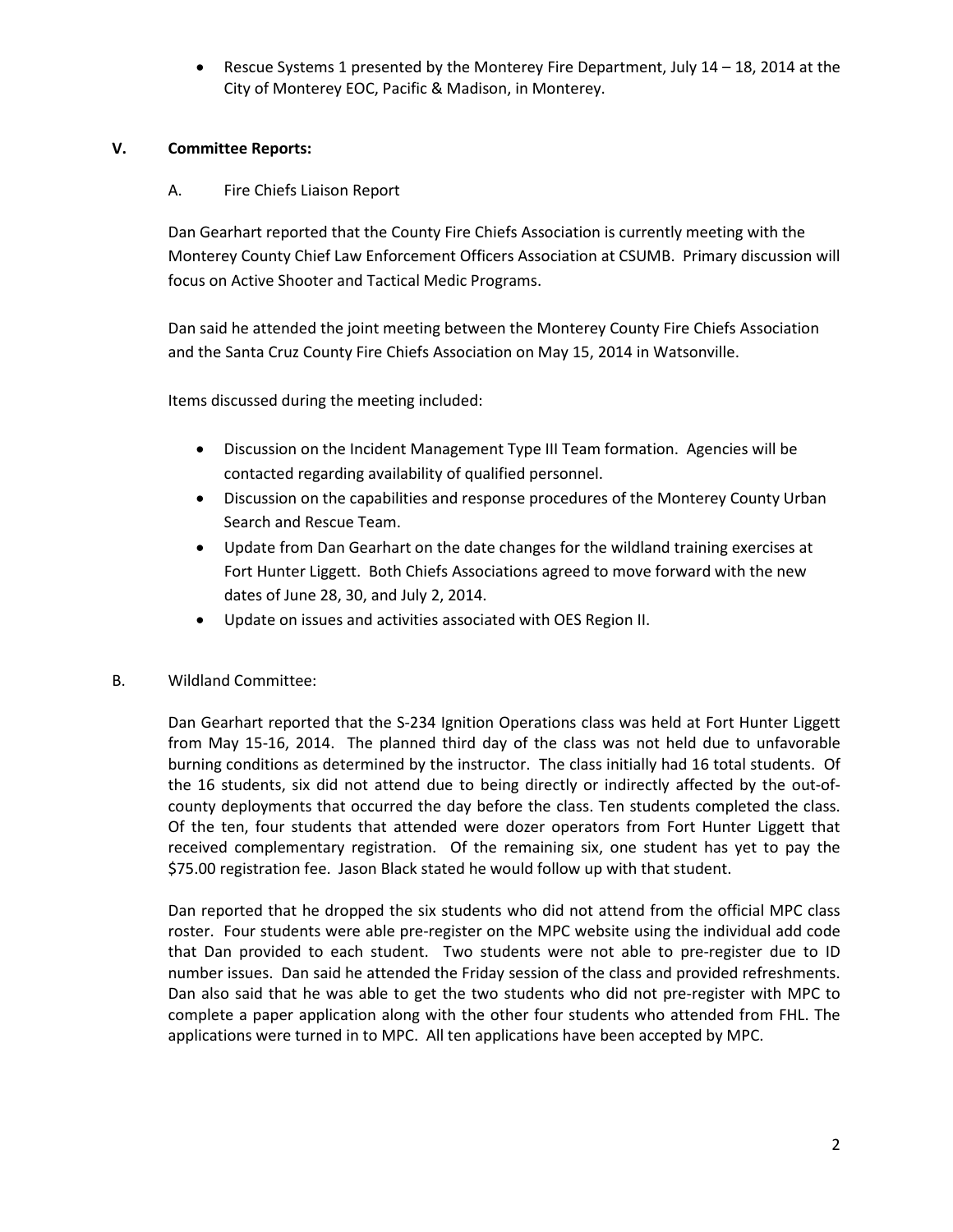- Rescue Systems 1 presented by the Monterey Fire Department, July 14 – 18, 2014 at the City of Monterey EOC, Pacific & Madison, in Monterey.

## V. Committee Reports:

### A. Fire Chiefs Liaison Report

Dan Gearhart reported that the County Fire Chiefs Association is currently meeting with the Monterey County Chief Law Enforcement Officers Association at CSUMB. Primary discussion will focus on Active Shooter and Tactical Medic Programs.

Dan said he attended the joint meeting between the Monterey County Fire Chiefs Association and the Santa Cruz County Fire Chiefs Association on May 15, 2014 in Watsonville.

Items discussed during the meeting included:

- Discussion on the Incident Management Type III Team formation. Agencies will be contacted regarding availability of qualified personnel.
- Discussion on the capabilities and response procedures of the Monterey County Urban Search and Rescue Team.
- Update from Dan Gearhart on the date changes for the wildland training exercises at Fort Hunter Liggett. Both Chiefs Associations agreed to move forward with the new dates of June 28, 30, and July 2, 2014.
- Update on issues and activities associated with OES Region II.

### B. Wildland Committee:

Dan Gearhart reported that the S-234 Ignition Operations class was held at Fort Hunter Liggett from May 15-16, 2014. The planned third day of the class was not held due to unfavorable burning conditions as determined by the instructor. The class initially had 16 total students. Of the 16 students, six did not attend due to being directly or indirectly affected by the out-of-county deployments that occurred the day before the class. Ten students completed the class. Of the ten, four students that attended were dozer operators from Fort Hunter Liggett that received complementary registration. Of the remaining six, one student has yet to pay the $75.00 registration fee. Jason Black stated he would follow up with that student.

Dan reported that he dropped the six students who did not attend from the official MPC class roster. Four students were able pre-register on the MPC website using the individual add code that Dan provided to each student. Two students were not able to pre-register due to ID number issues. Dan said he attended the Friday session of the class and provided refreshments. Dan also said that he was able to get the two students who did not pre-register with MPC to complete a paper application along with the other four students who attended from FHL. The applications were turned in to MPC. All ten applications have been accepted by MPC.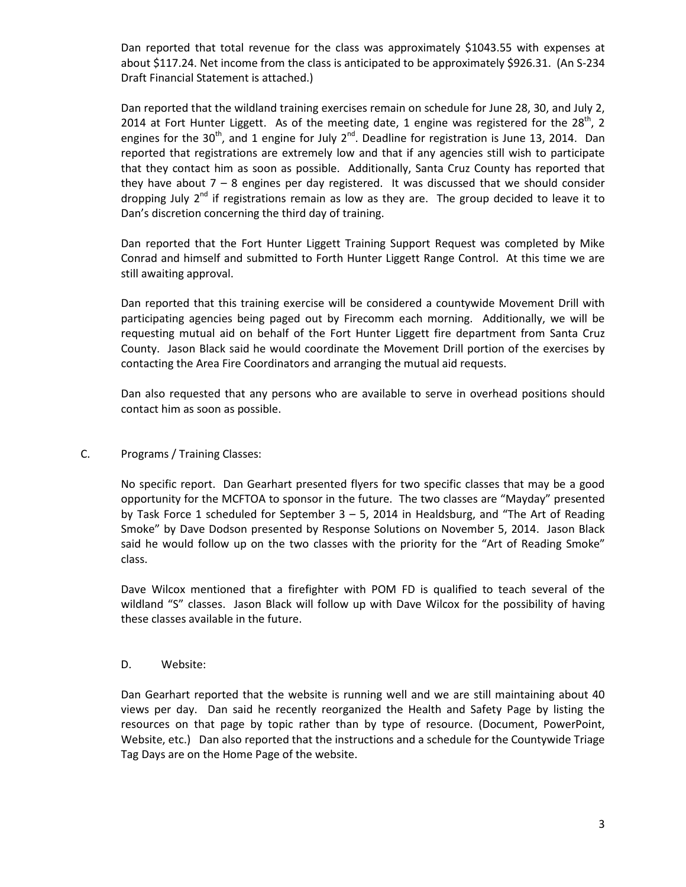Dan reported that total revenue for the class was approximately $1043.55 with expenses at about $117.24. Net income from the class is anticipated to be approximately $926.31. (An S-234 Draft Financial Statement is attached.)

Dan reported that the wildland training exercises remain on schedule for June 28, 30, and July 2, 2014 at Fort Hunter Liggett. As of the meeting date, 1 engine was registered for the 28th, 2 engines for the 30th, and 1 engine for July 2nd. Deadline for registration is June 13, 2014. Dan reported that registrations are extremely low and that if any agencies still wish to participate that they contact him as soon as possible. Additionally, Santa Cruz County has reported that they have about 7 – 8 engines per day registered. It was discussed that we should consider dropping July 2nd if registrations remain as low as they are. The group decided to leave it to Dan's discretion concerning the third day of training.

Dan reported that the Fort Hunter Liggett Training Support Request was completed by Mike Conrad and himself and submitted to Forth Hunter Liggett Range Control. At this time we are still awaiting approval.

Dan reported that this training exercise will be considered a countywide Movement Drill with participating agencies being paged out by Firecomm each morning. Additionally, we will be requesting mutual aid on behalf of the Fort Hunter Liggett fire department from Santa Cruz County. Jason Black said he would coordinate the Movement Drill portion of the exercises by contacting the Area Fire Coordinators and arranging the mutual aid requests.

Dan also requested that any persons who are available to serve in overhead positions should contact him as soon as possible.

C. Programs / Training Classes:

No specific report. Dan Gearhart presented flyers for two specific classes that may be a good opportunity for the MCFTOA to sponsor in the future. The two classes are "Mayday" presented by Task Force 1 scheduled for September 3 – 5, 2014 in Healdsburg, and "The Art of Reading Smoke" by Dave Dodson presented by Response Solutions on November 5, 2014. Jason Black said he would follow up on the two classes with the priority for the "Art of Reading Smoke" class.

Dave Wilcox mentioned that a firefighter with POM FD is qualified to teach several of the wildland "S" classes. Jason Black will follow up with Dave Wilcox for the possibility of having these classes available in the future.

D. Website:

Dan Gearhart reported that the website is running well and we are still maintaining about 40 views per day. Dan said he recently reorganized the Health and Safety Page by listing the resources on that page by topic rather than by type of resource. (Document, PowerPoint, Website, etc.) Dan also reported that the instructions and a schedule for the Countywide Triage Tag Days are on the Home Page of the website.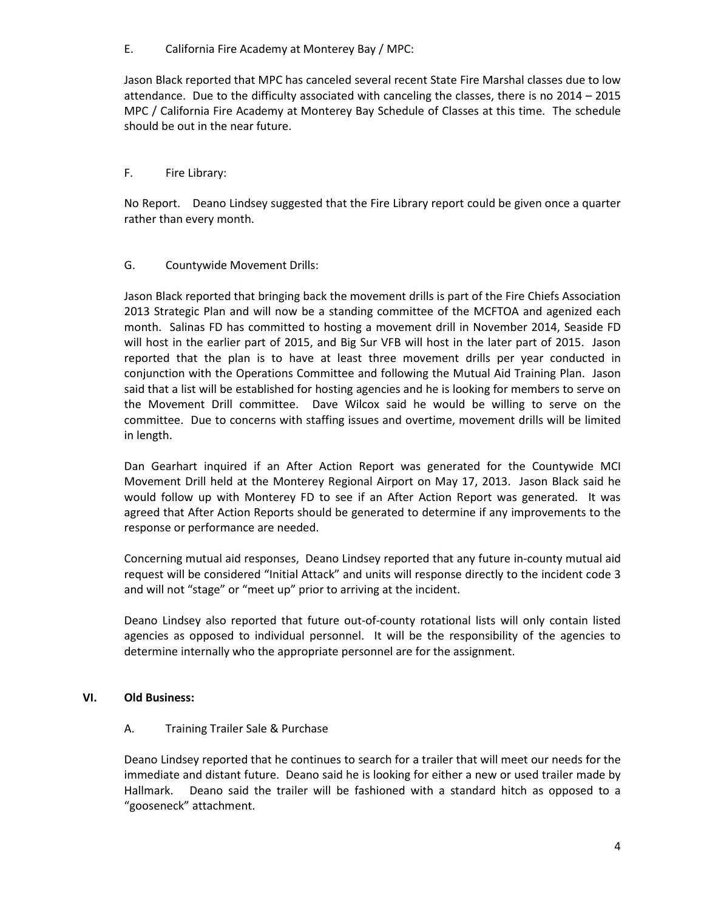E. California Fire Academy at Monterey Bay / MPC:

Jason Black reported that MPC has canceled several recent State Fire Marshal classes due to low attendance. Due to the difficulty associated with canceling the classes, there is no 2014 – 2015 MPC / California Fire Academy at Monterey Bay Schedule of Classes at this time. The schedule should be out in the near future.

F. Fire Library:

No Report. Deano Lindsey suggested that the Fire Library report could be given once a quarter rather than every month.

G. Countywide Movement Drills:

Jason Black reported that bringing back the movement drills is part of the Fire Chiefs Association 2013 Strategic Plan and will now be a standing committee of the MCFTOA and agenized each month. Salinas FD has committed to hosting a movement drill in November 2014, Seaside FD will host in the earlier part of 2015, and Big Sur VFB will host in the later part of 2015. Jason reported that the plan is to have at least three movement drills per year conducted in conjunction with the Operations Committee and following the Mutual Aid Training Plan. Jason said that a list will be established for hosting agencies and he is looking for members to serve on the Movement Drill committee. Dave Wilcox said he would be willing to serve on the committee. Due to concerns with staffing issues and overtime, movement drills will be limited in length.

Dan Gearhart inquired if an After Action Report was generated for the Countywide MCI Movement Drill held at the Monterey Regional Airport on May 17, 2013. Jason Black said he would follow up with Monterey FD to see if an After Action Report was generated. It was agreed that After Action Reports should be generated to determine if any improvements to the response or performance are needed.

Concerning mutual aid responses, Deano Lindsey reported that any future in-county mutual aid request will be considered "Initial Attack" and units will response directly to the incident code 3 and will not "stage" or "meet up" prior to arriving at the incident.

Deano Lindsey also reported that future out-of-county rotational lists will only contain listed agencies as opposed to individual personnel. It will be the responsibility of the agencies to determine internally who the appropriate personnel are for the assignment.

## VI. Old Business:

A. Training Trailer Sale & Purchase

Deano Lindsey reported that he continues to search for a trailer that will meet our needs for the immediate and distant future. Deano said he is looking for either a new or used trailer made by Hallmark. Deano said the trailer will be fashioned with a standard hitch as opposed to a "gooseneck" attachment.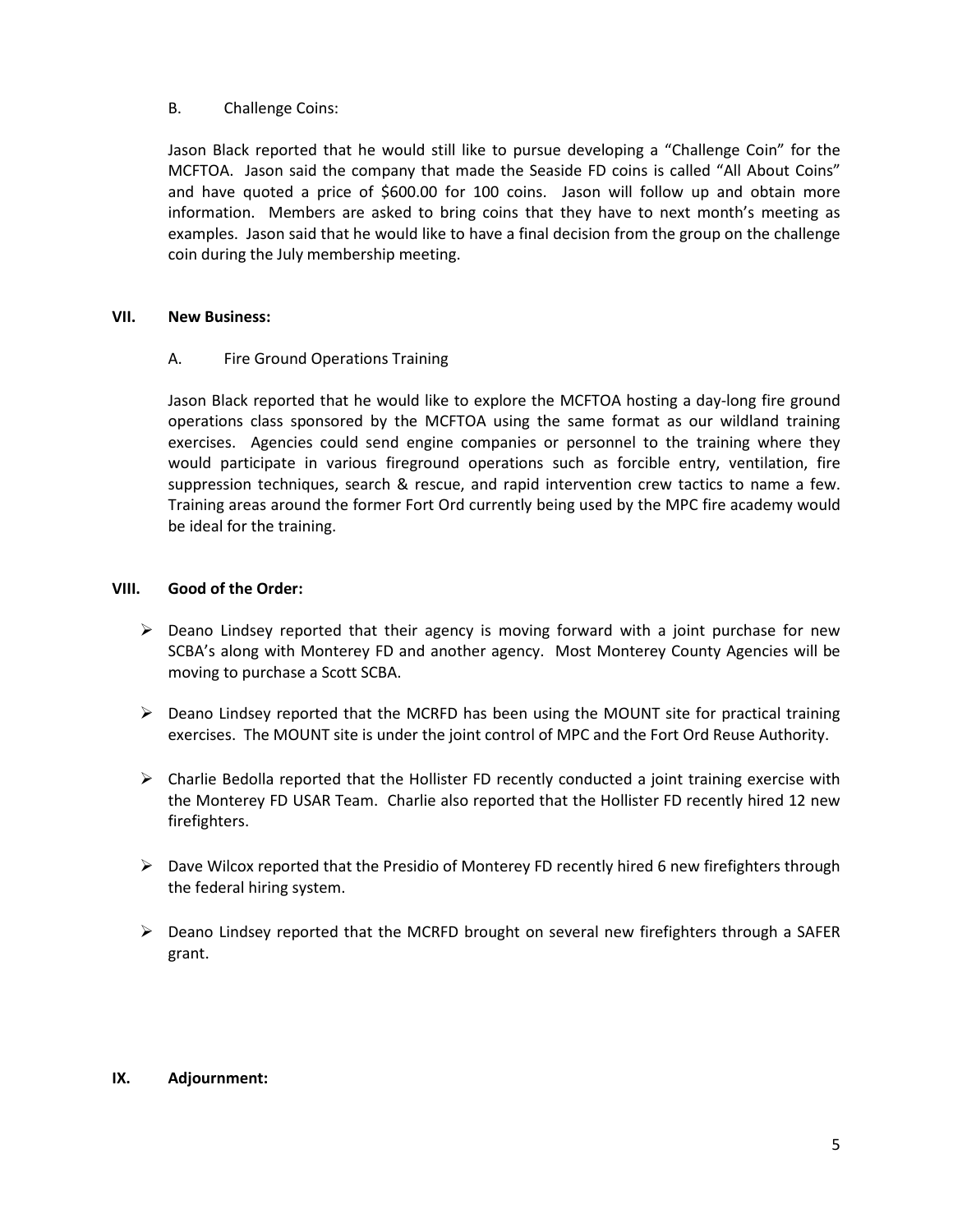B. Challenge Coins:

Jason Black reported that he would still like to pursue developing a "Challenge Coin" for the MCFTOA. Jason said the company that made the Seaside FD coins is called "All About Coins" and have quoted a price of $600.00 for 100 coins. Jason will follow up and obtain more information. Members are asked to bring coins that they have to next month's meeting as examples. Jason said that he would like to have a final decision from the group on the challenge coin during the July membership meeting.

## VII. New Business:

A. Fire Ground Operations Training

Jason Black reported that he would like to explore the MCFTOA hosting a day-long fire ground operations class sponsored by the MCFTOA using the same format as our wildland training exercises. Agencies could send engine companies or personnel to the training where they would participate in various fireground operations such as forcible entry, ventilation, fire suppression techniques, search & rescue, and rapid intervention crew tactics to name a few. Training areas around the former Fort Ord currently being used by the MPC fire academy would be ideal for the training.

## VIII. Good of the Order:

- Deano Lindsey reported that their agency is moving forward with a joint purchase for new SCBA's along with Monterey FD and another agency. Most Monterey County Agencies will be moving to purchase a Scott SCBA.
- Deano Lindsey reported that the MCRFD has been using the MOUNT site for practical training exercises. The MOUNT site is under the joint control of MPC and the Fort Ord Reuse Authority.
- Charlie Bedolla reported that the Hollister FD recently conducted a joint training exercise with the Monterey FD USAR Team. Charlie also reported that the Hollister FD recently hired 12 new firefighters.
- Dave Wilcox reported that the Presidio of Monterey FD recently hired 6 new firefighters through the federal hiring system.
- Deano Lindsey reported that the MCRFD brought on several new firefighters through a SAFER grant.

## IX. Adjournment: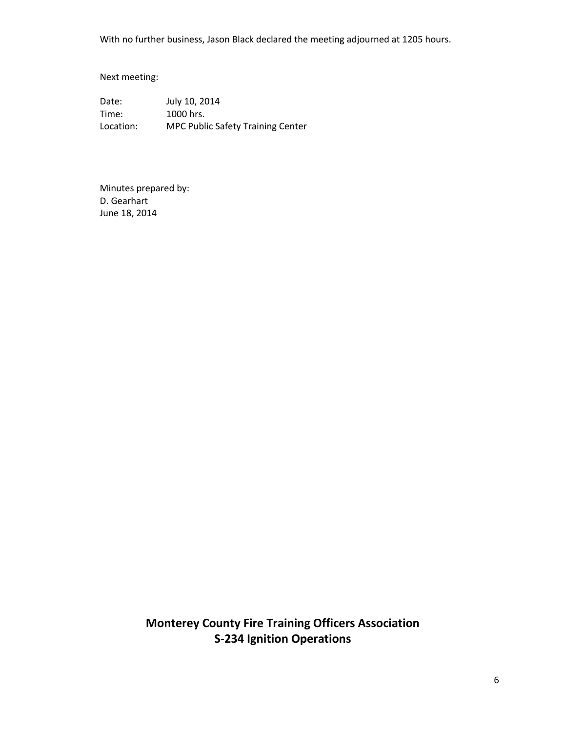With no further business, Jason Black declared the meeting adjourned at 1205 hours.

Next meeting:

Date: July 10, 2014
Time: 1000 hrs.
Location: MPC Public Safety Training Center

Minutes prepared by:
D. Gearhart
June 18, 2014

## Monterey County Fire Training Officers Association
## S-234 Ignition Operations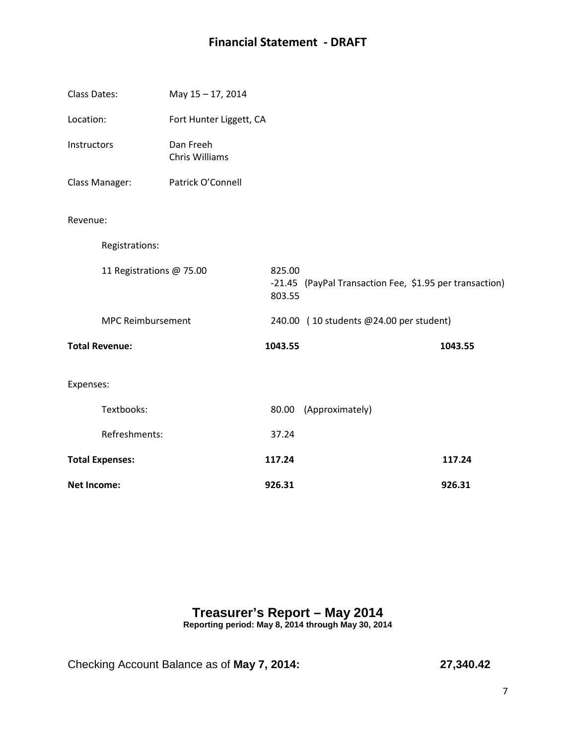## Financial Statement - DRAFT

| | |
|---|---|
| Class Dates: | May 15 – 17, 2014 |
| Location: | Fort Hunter Liggett, CA |
| Instructors | Dan Freeh<br>Chris Williams |
| Class Manager: | Patrick O'Connell |

| | | | |
|---|---|---|---|
| Revenue: | | | |
| Registrations: | | | |
| 11 Registrations @ 75.00 | 825.00<br>-21.45<br>803.55 | (PayPal Transaction Fee, $1.95 per transaction) | |
| MPC Reimbursement | 240.00 | ( 10 students @24.00 per student) | |
| **Total Revenue:** | **1043.55** | | **1043.55** |
| Expenses: | | | |
| Textbooks: | 80.00 | (Approximately) | |
| Refreshments: | 37.24 | | |
| **Total Expenses:** | **117.24** | | **117.24** |
| **Net Income:** | **926.31** | | **926.31** |

## Treasurer's Report – May 2014

**Reporting period: May 8, 2014 through May 30, 2014**

Checking Account Balance as of **May 7, 2014:** **27,340.42**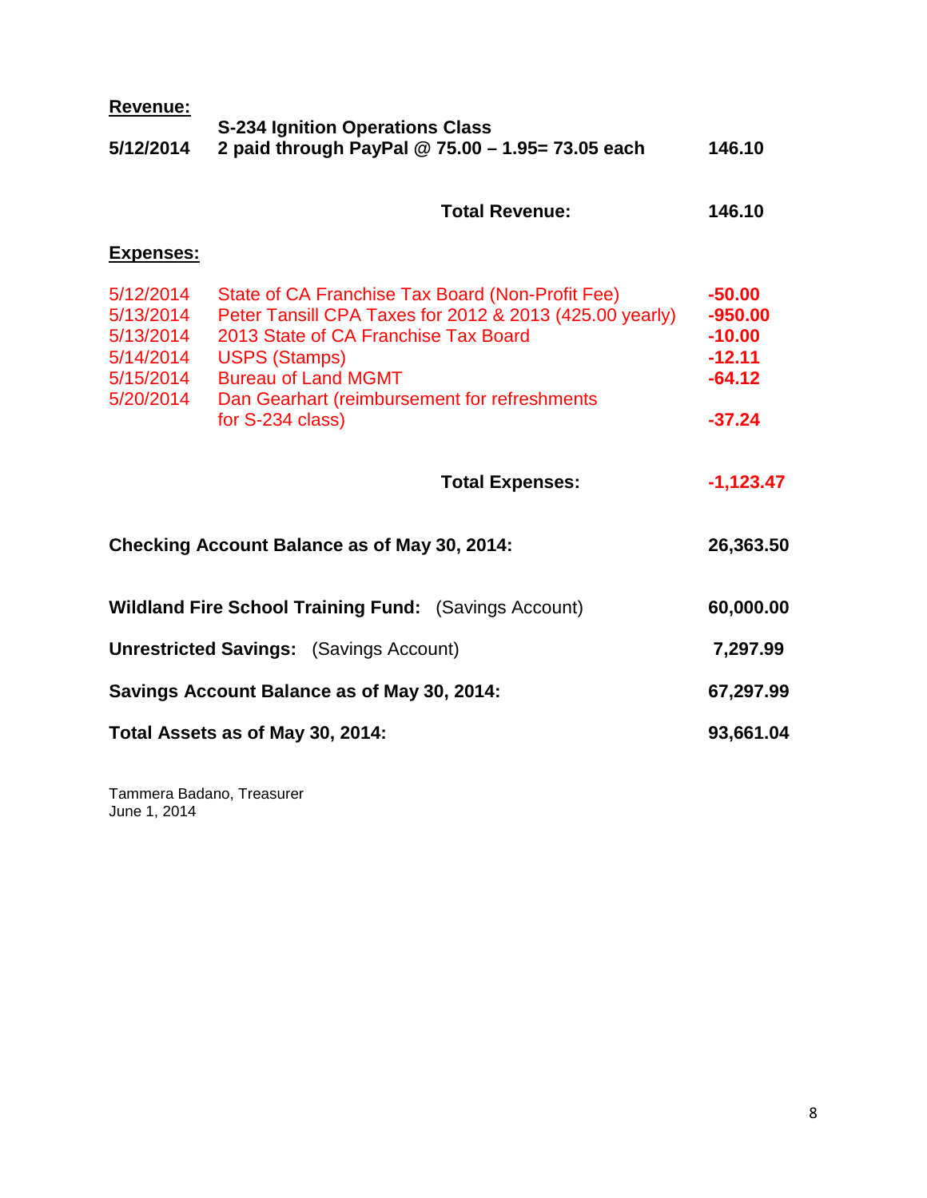**Revenue:**

| | | |
|---|---|---|
| 5/12/2014 | **S-234 Ignition Operations Class**<br>**2 paid through PayPal @ 75.00 – 1.95= 73.05 each** | **146.10** |
| | **Total Revenue:** | **146.10** |

**Expenses:**

| | | |
|---|---|---|
| 5/12/2014 | State of CA Franchise Tax Board (Non-Profit Fee) | **-50.00** |
| 5/13/2014 | Peter Tansill CPA Taxes for 2012 & 2013 (425.00 yearly) | **-950.00** |
| 5/13/2014 | 2013 State of CA Franchise Tax Board | **-10.00** |
| 5/14/2014 | USPS (Stamps) | **-12.11** |
| 5/15/2014 | Bureau of Land MGMT | **-64.12** |
| 5/20/2014 | Dan Gearhart (reimbursement for refreshments for S-234 class) | **-37.24** |
| | **Total Expenses:** | **-1,123.47** |

| | |
|---|---|
| **Checking Account Balance as of May 30, 2014:** | **26,363.50** |
| **Wildland Fire School Training Fund:** (Savings Account) | **60,000.00** |
| **Unrestricted Savings:** (Savings Account) | **7,297.99** |
| **Savings Account Balance as of May 30, 2014:** | **67,297.99** |
| **Total Assets as of May 30, 2014:** | **93,661.04** |

Tammera Badano, Treasurer
June 1, 2014